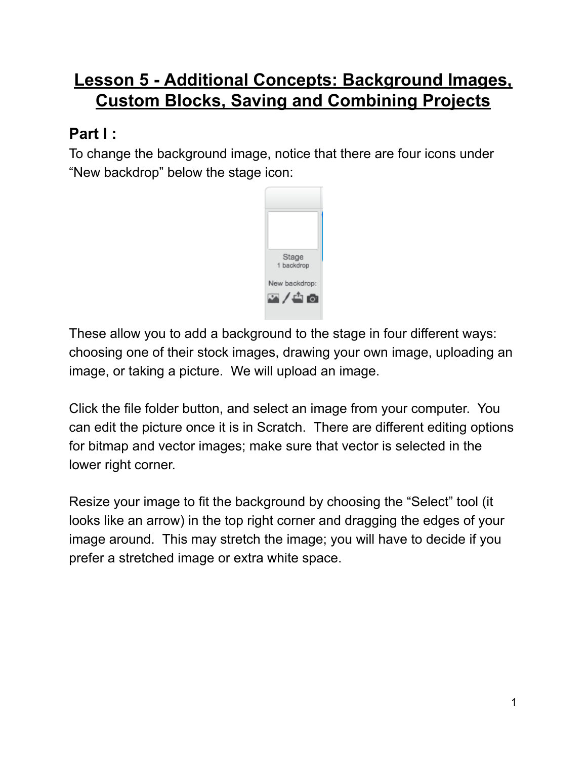# Lesson 5 - Additional Concepts: Background Images, Custom Blocks, Saving and Combining Projects

## Part I :

To change the background image, notice that there are four icons under "New backdrop" below the stage icon:

These allow you to add a background to the stage in four different ways: choosing one of their stock images, drawing your own image, uploading an image, or taking a picture. We will upload an image.

Click the file folder button, and select an image from your computer. You can edit the picture once it is in Scratch. There are different editing options for bitmap and vector images; make sure that vector is selected in the lower right corner.

Resize your image to fit the background by choosing the "Select" tool (it looks like an arrow) in the top right corner and dragging the edges of your image around. This may stretch the image; you will have to decide if you prefer a stretched image or extra white space.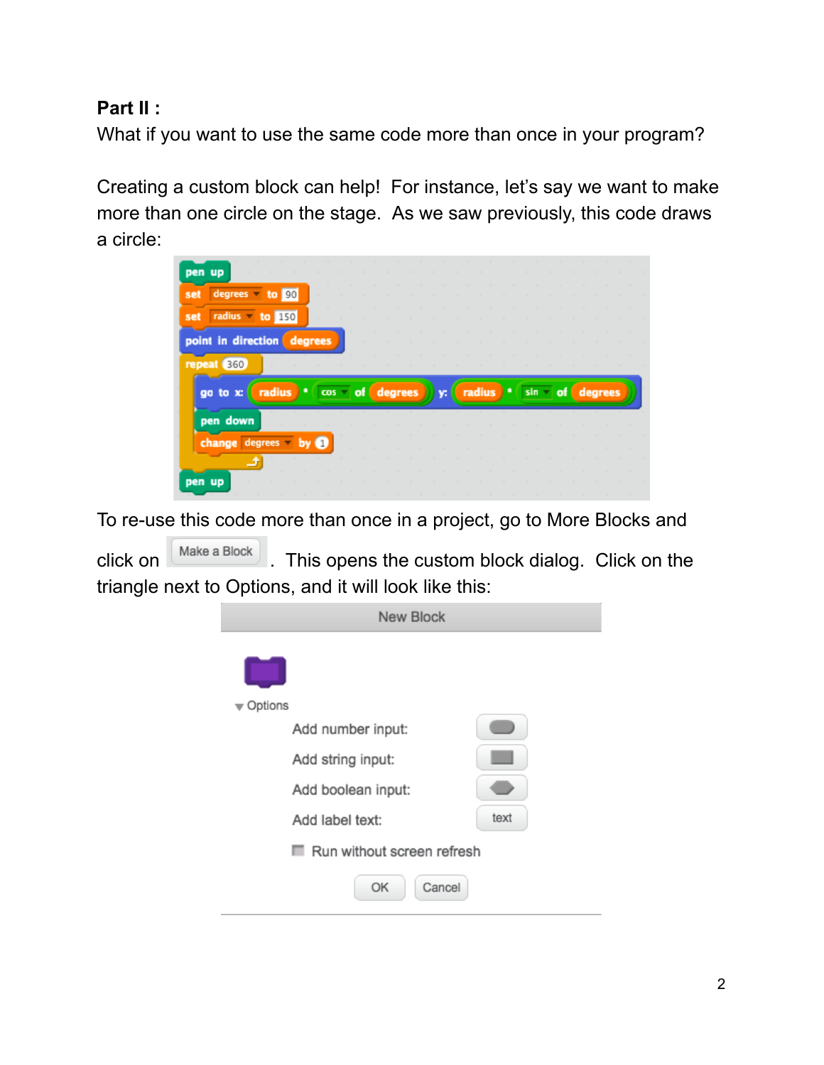**Part II :**

What if you want to use the same code more than once in your program?

Creating a custom block can help! For instance, let's say we want to make more than one circle on the stage. As we saw previously, this code draws a circle:

```
pen up
set degrees to 90
set radius to 150
point in direction (degrees)
repeat 360
    go to x: ((radius) * (cos of (degrees))) y: ((radius) * (sin of (degrees)))
    pen down
    change degrees by 1
pen up
```

To re-use this code more than once in a project, go to More Blocks and click on Make a Block . This opens the custom block dialog. Click on the triangle next to Options, and it will look like this:

New Block

▾ Options

Add number input:

Add string input:

Add boolean input:

Add label text: text

Run without screen refresh

OK Cancel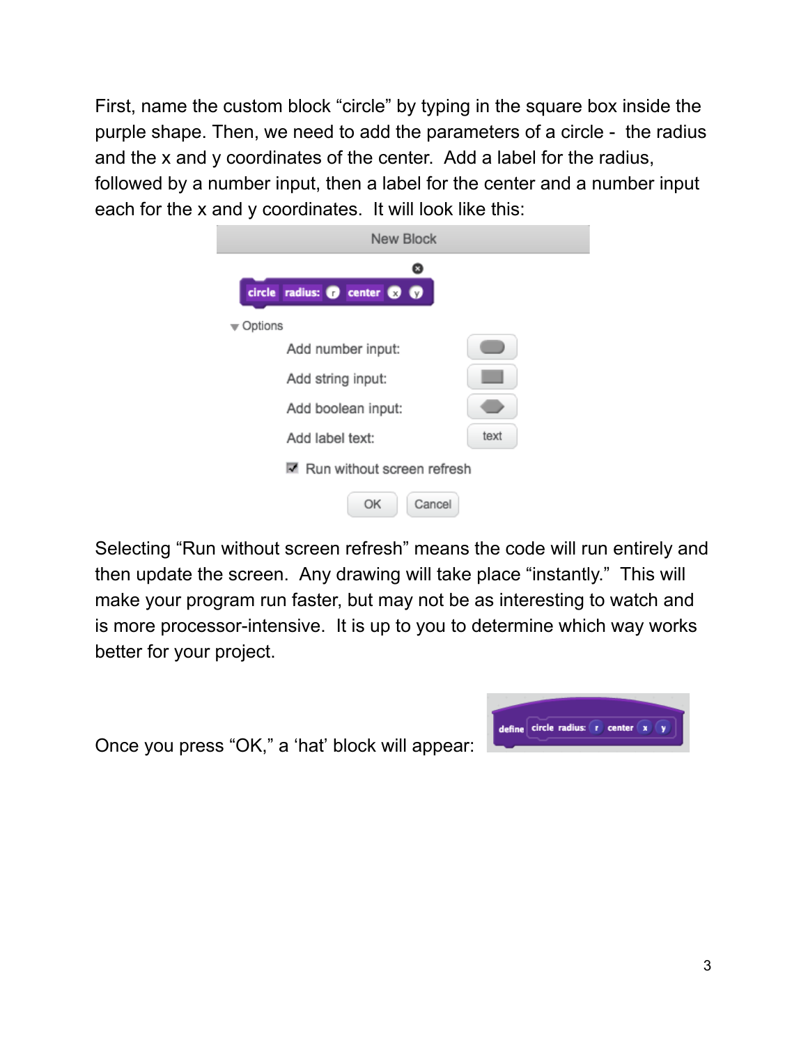First, name the custom block “circle” by typing in the square box inside the purple shape. Then, we need to add the parameters of a circle - the radius and the x and y coordinates of the center. Add a label for the radius, followed by a number input, then a label for the center and a number input each for the x and y coordinates. It will look like this:

Selecting “Run without screen refresh” means the code will run entirely and then update the screen. Any drawing will take place “instantly.” This will make your program run faster, but may not be as interesting to watch and is more processor-intensive. It is up to you to determine which way works better for your project.

Once you press “OK,” a ‘hat’ block will appear: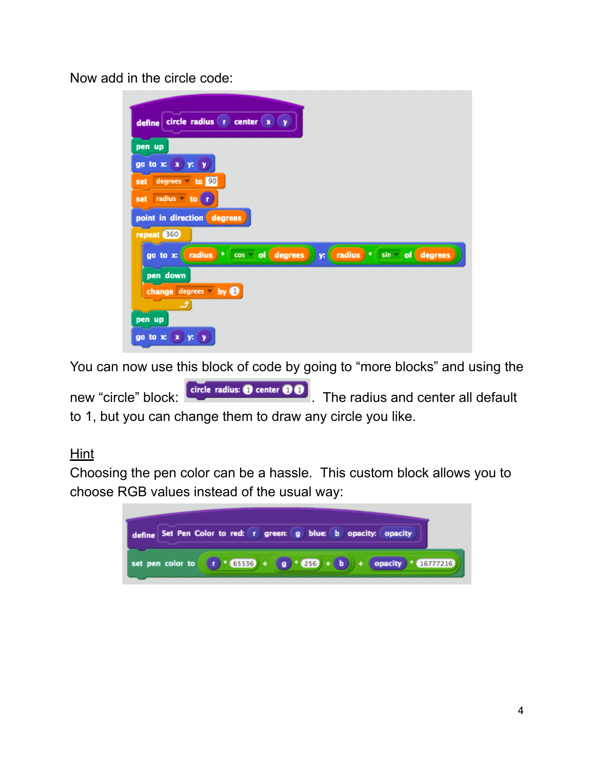Now add in the circle code:

```
define circle radius (r) center (x) (y)
pen up
go to x: (x) y: (y)
set [degrees] to 90
set [radius] to (r)
point in direction (degrees)
repeat 360
    go to x: ((radius) * ([cos] of (degrees))) y: ((radius) * ([sin] of (degrees)))
    pen down
    change [degrees] by 1
end
pen up
go to x: (x) y: (y)
```

You can now use this block of code by going to "more blocks" and using the new "circle" block: `circle radius: 1 center 1 1`. The radius and center all default to 1, but you can change them to draw any circle you like.

<u>Hint</u>

Choosing the pen color can be a hassle. This custom block allows you to choose RGB values instead of the usual way:

```
define Set Pen Color to red: (r) green: (g) blue: (b) opacity: (opacity)
set pen color to ((((r) * 65536) + (((g) * 256) + (b))) + ((opacity) * 16777216))
```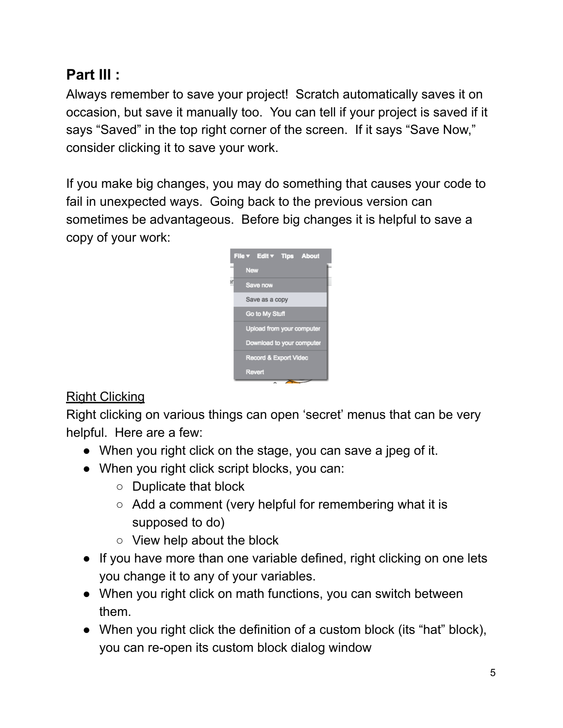## Part III :

Always remember to save your project! Scratch automatically saves it on occasion, but save it manually too. You can tell if your project is saved if it says “Saved” in the top right corner of the screen. If it says “Save Now,” consider clicking it to save your work.

If you make big changes, you may do something that causes your code to fail in unexpected ways. Going back to the previous version can sometimes be advantageous. Before big changes it is helpful to save a copy of your work:

File ▾ Edit ▾ Tips About
New
Save now
Save as a copy
Go to My Stuff
Upload from your computer
Download to your computer
Record & Export Video
Revert

<u>Right Clicking</u>

Right clicking on various things can open ‘secret’ menus that can be very helpful. Here are a few:

- When you right click on the stage, you can save a jpeg of it.
- When you right click script blocks, you can:
  - Duplicate that block
  - Add a comment (very helpful for remembering what it is supposed to do)
  - View help about the block
- If you have more than one variable defined, right clicking on one lets you change it to any of your variables.
- When you right click on math functions, you can switch between them.
- When you right click the definition of a custom block (its “hat” block), you can re-open its custom block dialog window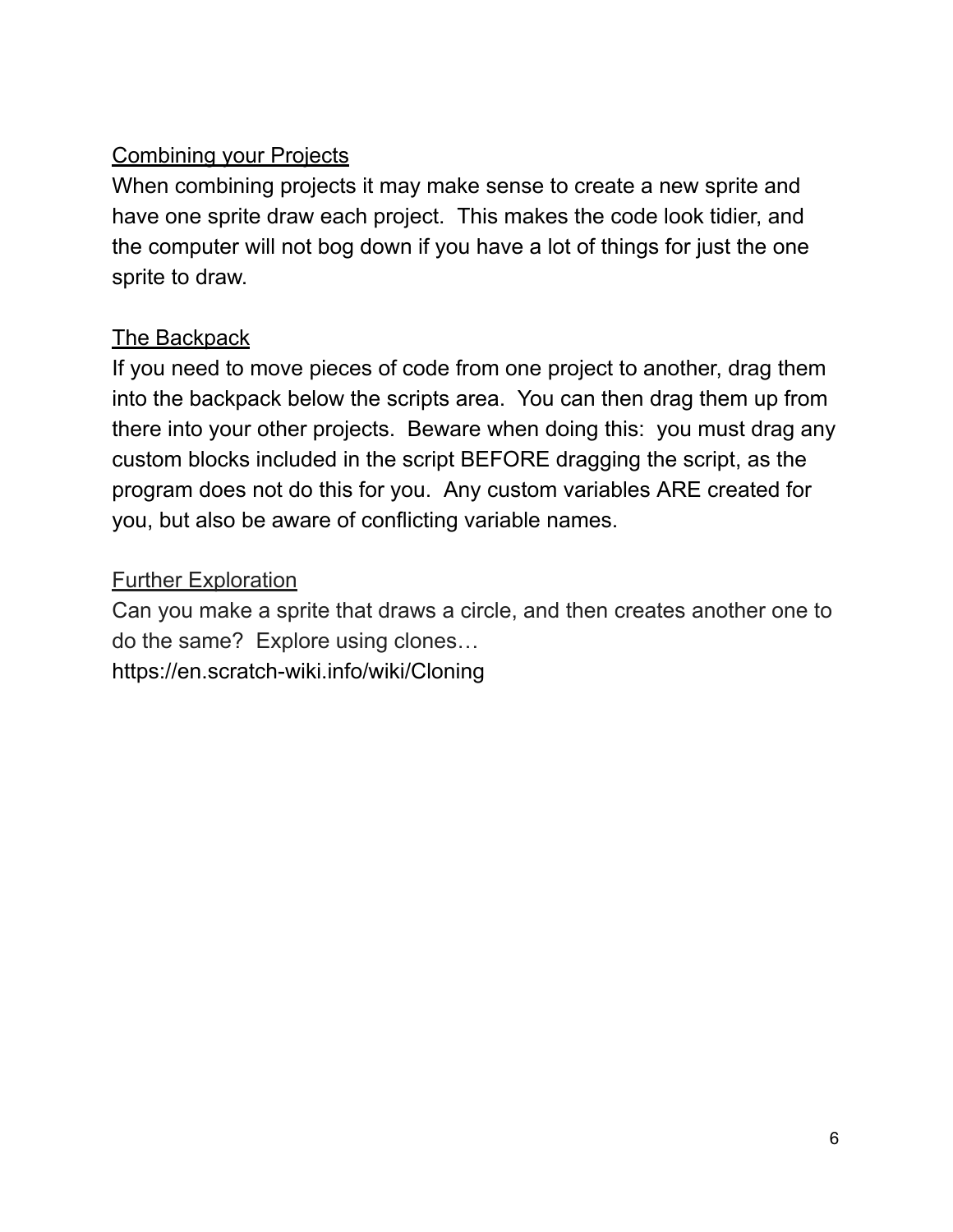## Combining your Projects

When combining projects it may make sense to create a new sprite and have one sprite draw each project.  This makes the code look tidier, and the computer will not bog down if you have a lot of things for just the one sprite to draw.

## The Backpack

If you need to move pieces of code from one project to another, drag them into the backpack below the scripts area.  You can then drag them up from there into your other projects.  Beware when doing this:  you must drag any custom blocks included in the script BEFORE dragging the script, as the program does not do this for you.  Any custom variables ARE created for you, but also be aware of conflicting variable names.

## Further Exploration

Can you make a sprite that draws a circle, and then creates another one to do the same?  Explore using clones…
https://en.scratch-wiki.info/wiki/Cloning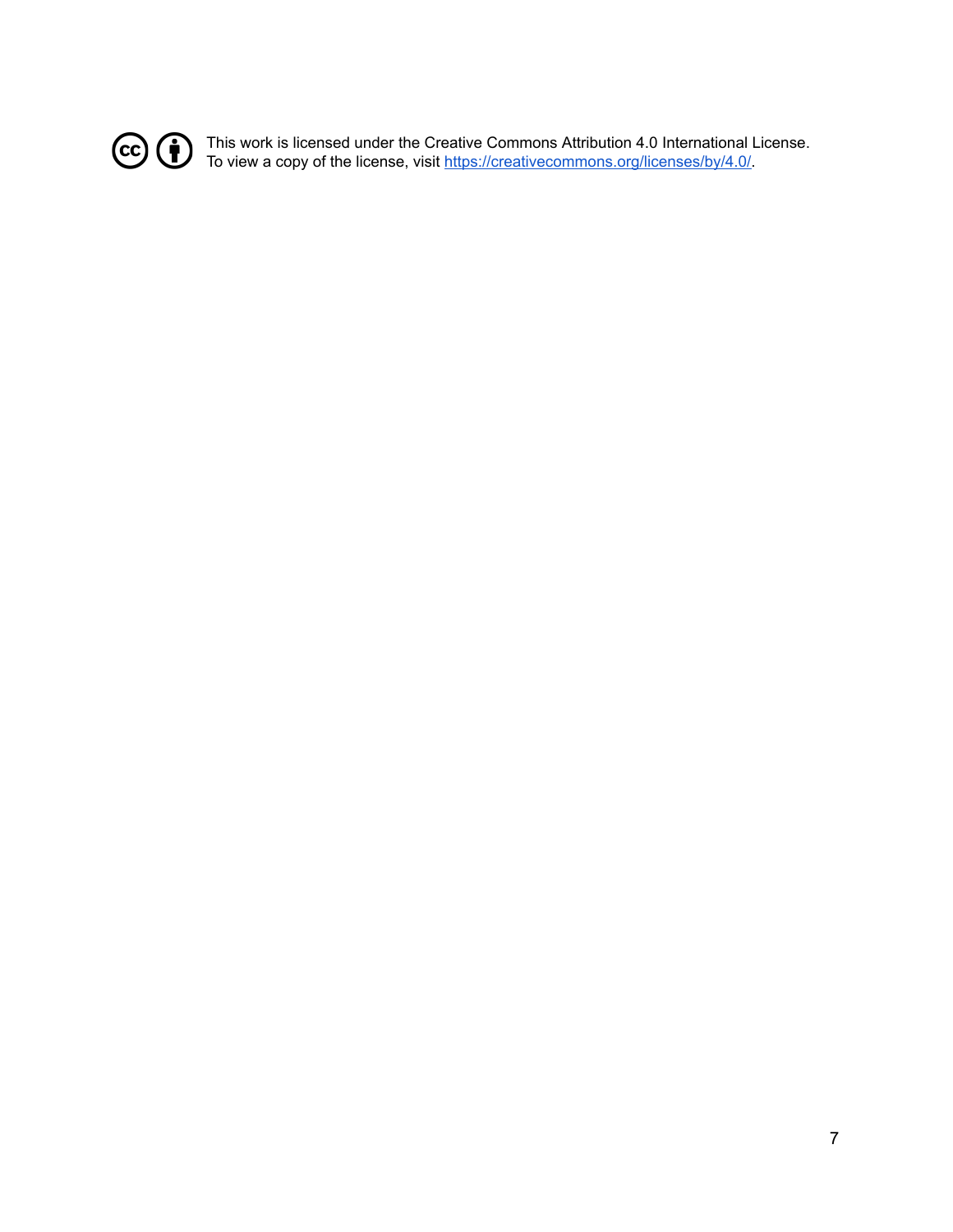This work is licensed under the Creative Commons Attribution 4.0 International License.
To view a copy of the license, visit [https://creativecommons.org/licenses/by/4.0/](https://creativecommons.org/licenses/by/4.0/).